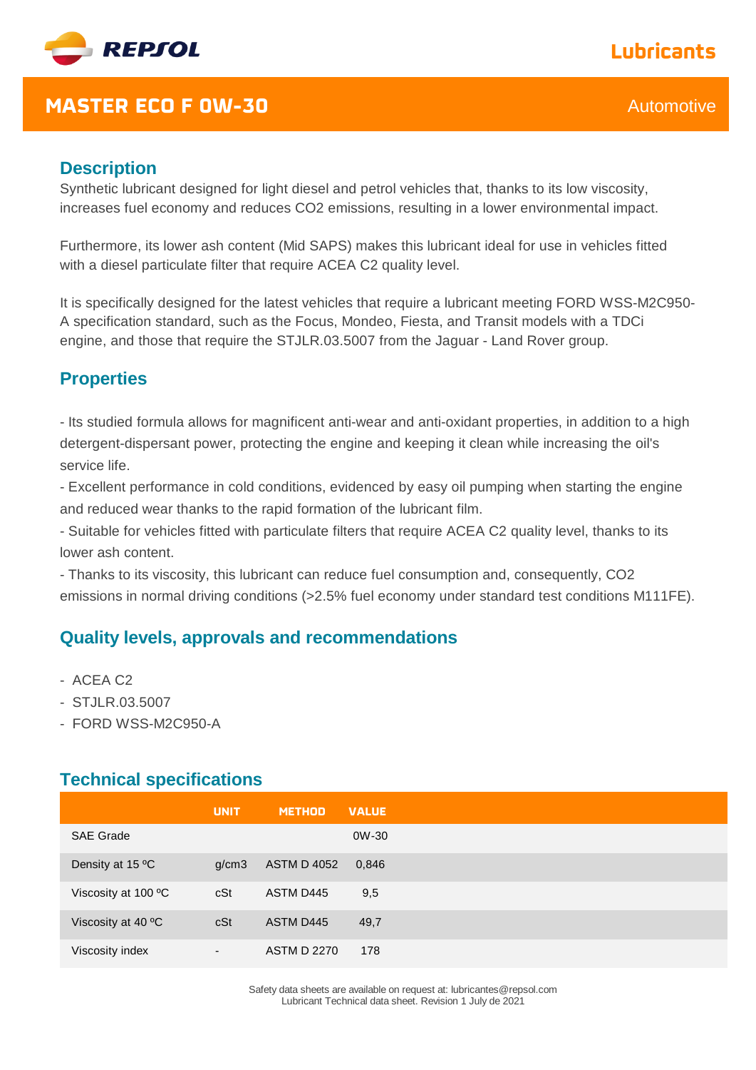REPSOL

Lubricants

# MASTER ECO F 0W-30

Automotive

## Description

Synthetic lubricant designed for light diesel and petrol vehicles that, thanks to its low viscosity, increases fuel economy and reduces $CO_2$ emissions, resulting in a lower environmental impact.

Furthermore, its lower ash content (Mid SAPS) makes this lubricant ideal for use in vehicles fitted with a diesel particulate filter that require ACEA C2 quality level.

It is specifically designed for the latest vehicles that require a lubricant meeting FORD WSS-M2C950-A specification standard, such as the Focus, Mondeo, Fiesta, and Transit models with a TDCi engine, and those that require the STJLR.03.5007 from the Jaguar - Land Rover group.

## Properties

- Its studied formula allows for magnificent anti-wear and anti-oxidant properties, in addition to a high detergent-dispersant power, protecting the engine and keeping it clean while increasing the oil's service life.
- Excellent performance in cold conditions, evidenced by easy oil pumping when starting the engine and reduced wear thanks to the rapid formation of the lubricant film.
- Suitable for vehicles fitted with particulate filters that require ACEA C2 quality level, thanks to its lower ash content.
- Thanks to its viscosity, this lubricant can reduce fuel consumption and, consequently, $CO_2$ emissions in normal driving conditions (>2.5% fuel economy under standard test conditions M111FE).

## Quality levels, approvals and recommendations

- ACEA C2
- STJLR.03.5007
- FORD WSS-M2C950-A

## Technical specifications

| | UNIT | METHOD | VALUE |
|---|---|---|---|
| SAE Grade | | | 0W-30 |
| Density at 15 ºC | g/cm3 | ASTM D 4052 | 0,846 |
| Viscosity at 100 ºC | cSt | ASTM D445 | 9,5 |
| Viscosity at 40 ºC | cSt | ASTM D445 | 49,7 |
| Viscosity index | - | ASTM D 2270 | 178 |

Safety data sheets are available on request at: lubricantes@repsol.com
Lubricant Technical data sheet. Revision 1 July de 2021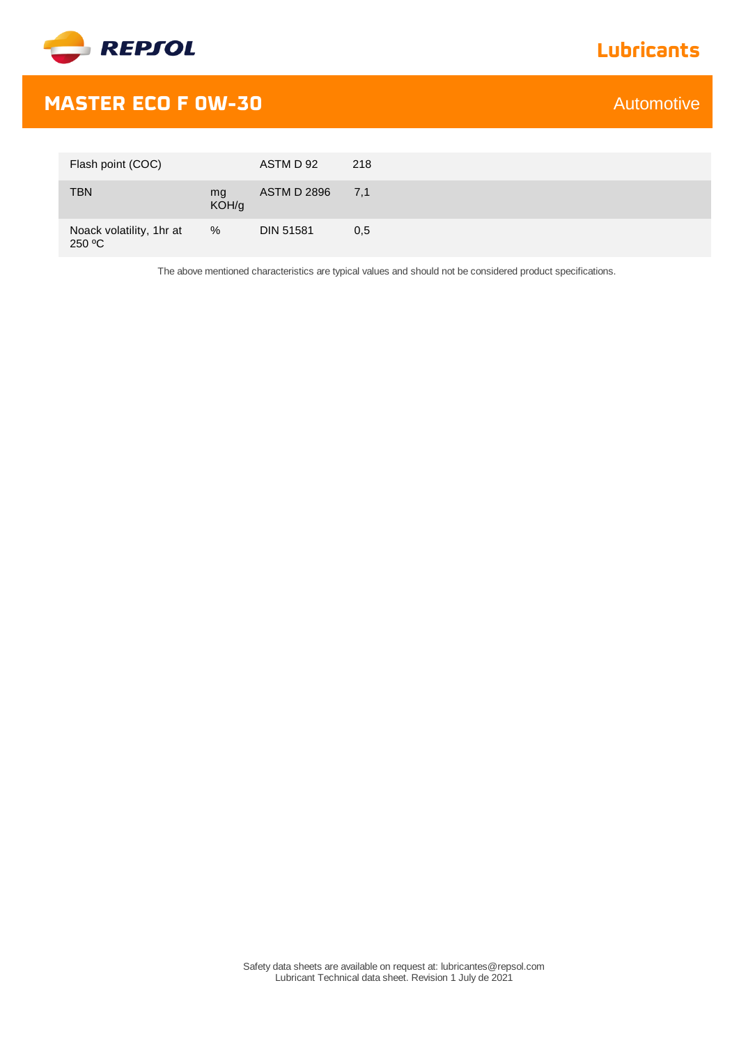| | | | |
|---|---|---|---|
| Flash point (COC) | | ASTM D 92 | 218 |
| TBN | mg KOH/g | ASTM D 2896 | 7,1 |
| Noack volatility, 1hr at 250 ºC | % | DIN 51581 | 0,5 |

The above mentioned characteristics are typical values and should not be considered product specifications.

Safety data sheets are available on request at: lubricantes@repsol.com
Lubricant Technical data sheet. Revision 1 July de 2021